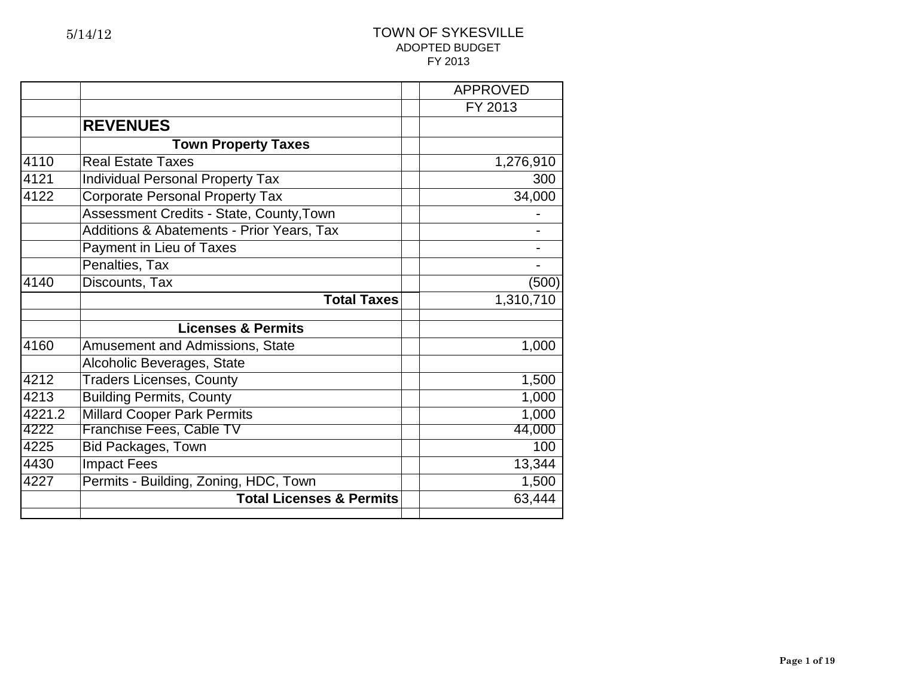5/14/12

# TOWN OF SYKESVILLE
## ADOPTED BUDGET
### FY 2013

| | | | APPROVED |
|---|---|---|---|
| | | | FY 2013 |
| | **REVENUES** | | |
| | **Town Property Taxes** | | |
| 4110 | Real Estate Taxes | | 1,276,910 |
| 4121 | Individual Personal Property Tax | | 300 |
| 4122 | Corporate Personal Property Tax | | 34,000 |
| | Assessment Credits - State, County,Town | | - |
| | Additions & Abatements - Prior Years, Tax | | - |
| | Payment in Lieu of Taxes | | - |
| | Penalties, Tax | | - |
| 4140 | Discounts, Tax | | (500) |
| | **Total Taxes** | | 1,310,710 |
| | | | |
| | **Licenses & Permits** | | |
| 4160 | Amusement and Admissions, State | | 1,000 |
| | Alcoholic Beverages, State | | |
| 4212 | Traders Licenses, County | | 1,500 |
| 4213 | Building Permits, County | | 1,000 |
| 4221.2 | Millard Cooper Park Permits | | 1,000 |
| 4222 | Franchise Fees, Cable TV | | 44,000 |
| 4225 | Bid Packages, Town | | 100 |
| 4430 | Impact Fees | | 13,344 |
| 4227 | Permits - Building, Zoning, HDC, Town | | 1,500 |
| | **Total Licenses & Permits** | | 63,444 |
| | | | |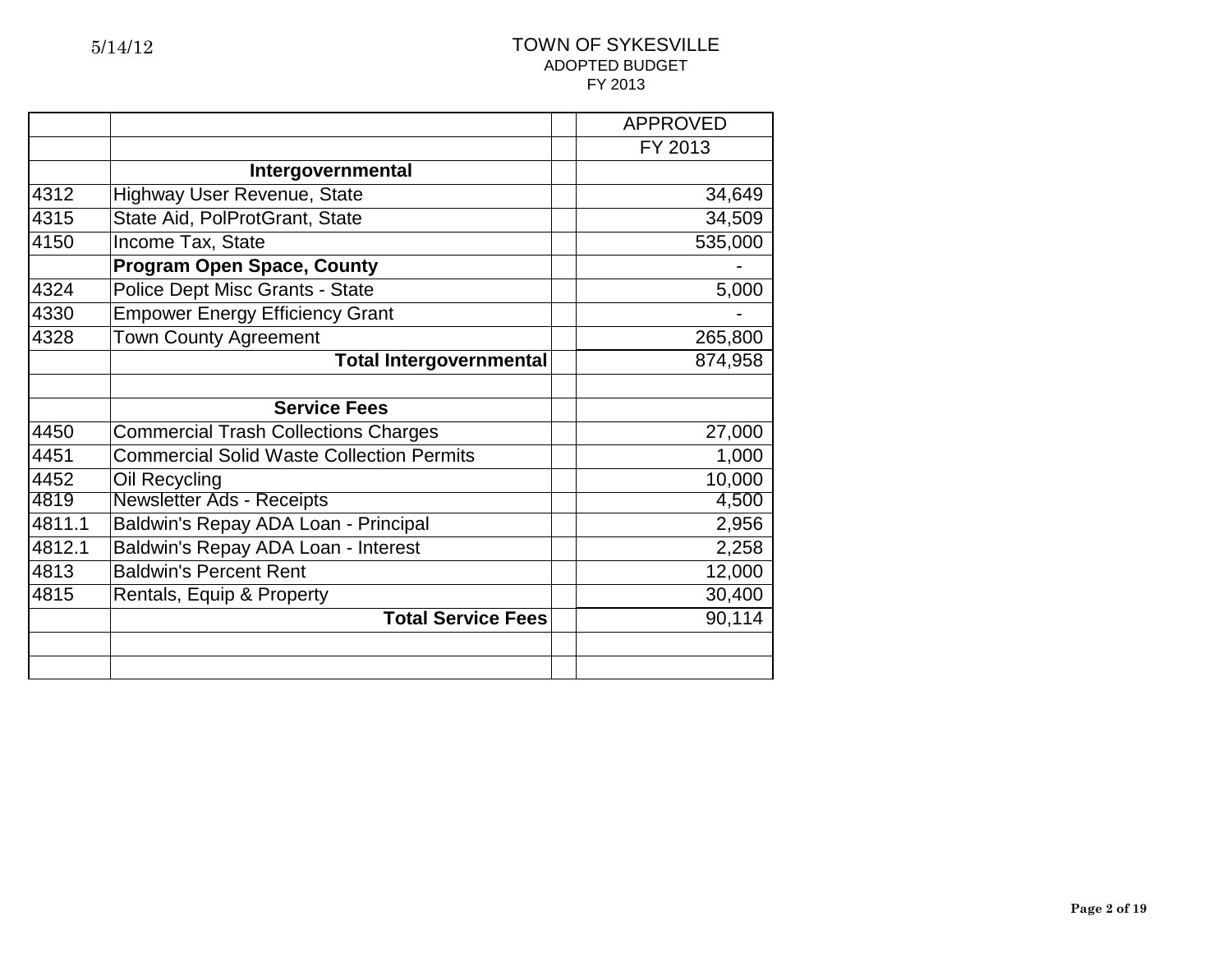TOWN OF SYKESVILLE
ADOPTED BUDGET
FY 2013

5/14/12

| | | | APPROVED |
|---|---|---|---|
| | | | FY 2013 |
| | **Intergovernmental** | | |
| 4312 | Highway User Revenue, State | | 34,649 |
| 4315 | State Aid, PolProtGrant, State | | 34,509 |
| 4150 | Income Tax, State | | 535,000 |
| | **Program Open Space, County** | | - |
| 4324 | Police Dept Misc Grants - State | | 5,000 |
| 4330 | Empower Energy Efficiency Grant | | - |
| 4328 | Town County Agreement | | 265,800 |
| | **Total Intergovernmental** | | 874,958 |
| | | | |
| | **Service Fees** | | |
| 4450 | Commercial Trash Collections Charges | | 27,000 |
| 4451 | Commercial Solid Waste Collection Permits | | 1,000 |
| 4452 | Oil Recycling | | 10,000 |
| 4819 | Newsletter Ads - Receipts | | 4,500 |
| 4811.1 | Baldwin's Repay ADA Loan - Principal | | 2,956 |
| 4812.1 | Baldwin's Repay ADA Loan - Interest | | 2,258 |
| 4813 | Baldwin's Percent Rent | | 12,000 |
| 4815 | Rentals, Equip & Property | | 30,400 |
| | **Total Service Fees** | | 90,114 |
| | | | |
| | | | |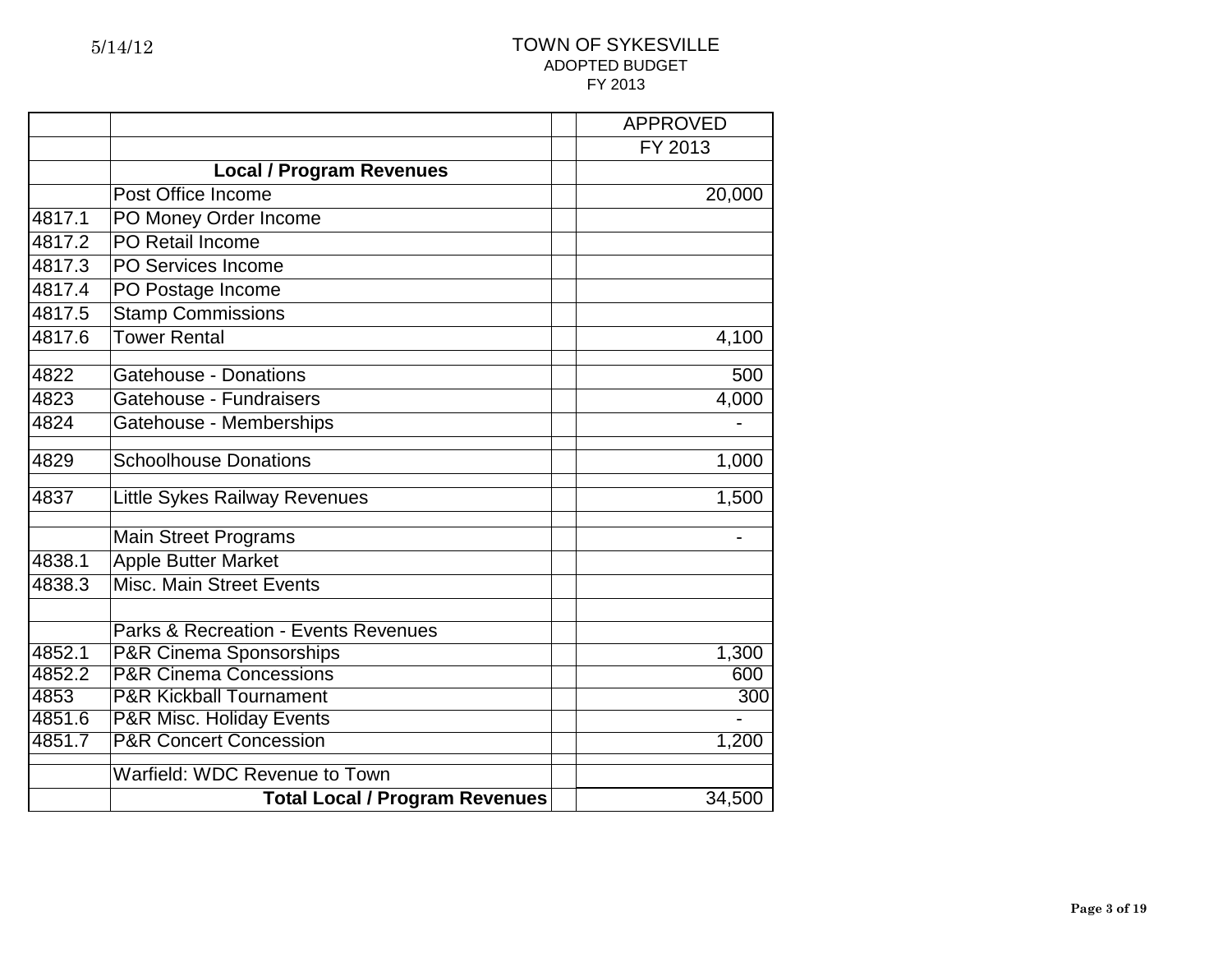# TOWN OF SYKESVILLE

## ADOPTED BUDGET

## FY 2013

5/14/12

| | | | APPROVED |
|---|---|---|---|
| | | | FY 2013 |
| | **Local / Program Revenues** | | |
| | Post Office Income | | 20,000 |
| 4817.1 | PO Money Order Income | | |
| 4817.2 | PO Retail Income | | |
| 4817.3 | PO Services Income | | |
| 4817.4 | PO Postage Income | | |
| 4817.5 | Stamp Commissions | | |
| 4817.6 | Tower Rental | | 4,100 |
| | | | |
| 4822 | Gatehouse - Donations | | 500 |
| 4823 | Gatehouse - Fundraisers | | 4,000 |
| 4824 | Gatehouse - Memberships | | - |
| | | | |
| 4829 | Schoolhouse Donations | | 1,000 |
| | | | |
| 4837 | Little Sykes Railway Revenues | | 1,500 |
| | | | |
| | Main Street Programs | | - |
| 4838.1 | Apple Butter Market | | |
| 4838.3 | Misc. Main Street Events | | |
| | | | |
| | Parks & Recreation - Events Revenues | | |
| 4852.1 | P&R Cinema Sponsorships | | 1,300 |
| 4852.2 | P&R Cinema Concessions | | 600 |
| 4853 | P&R Kickball Tournament | | 300 |
| 4851.6 | P&R Misc. Holiday Events | | - |
| 4851.7 | P&R Concert Concession | | 1,200 |
| | | | |
| | Warfield: WDC Revenue to Town | | |
| | **Total Local / Program Revenues** | | 34,500 |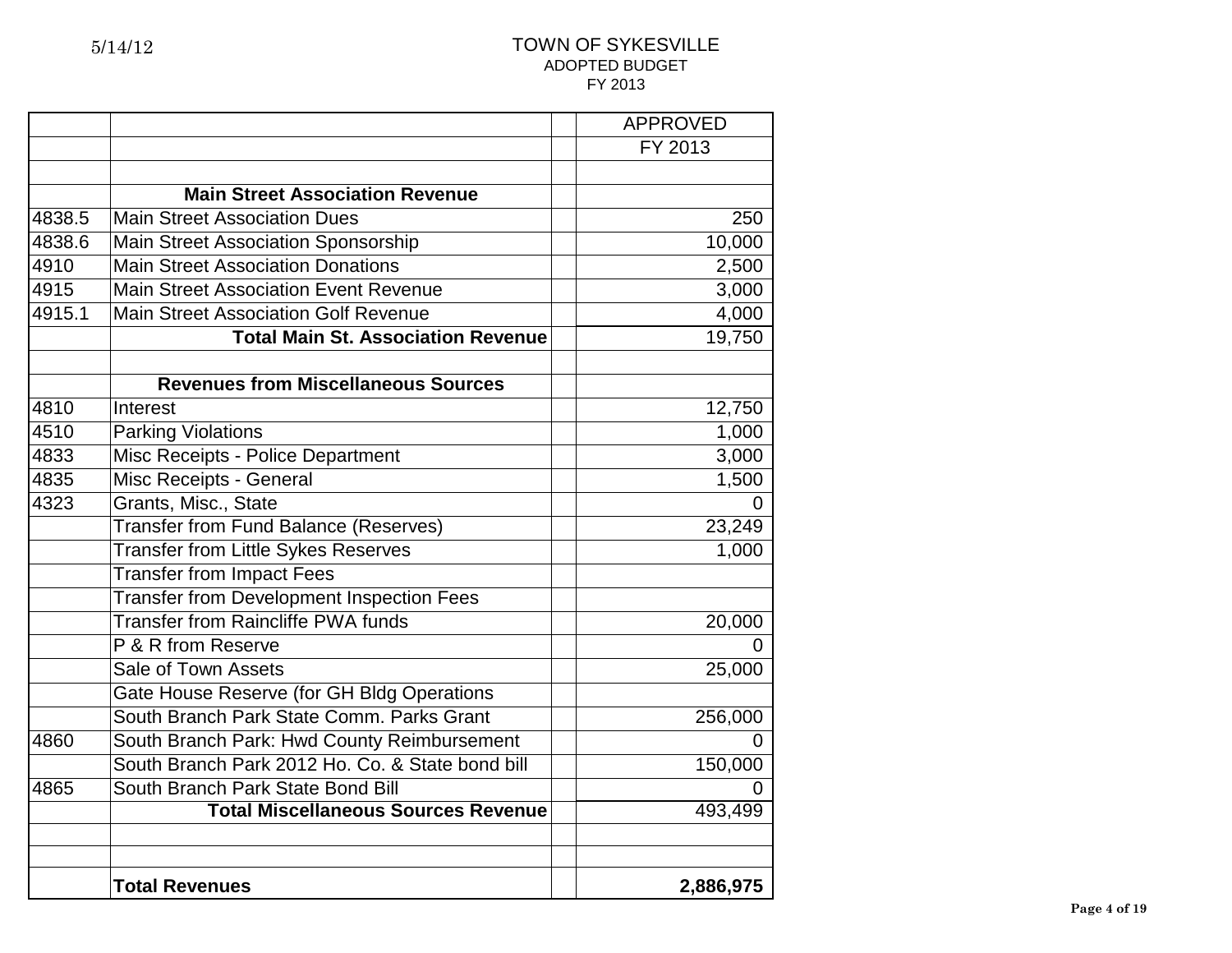5/14/12

# TOWN OF SYKESVILLE

ADOPTED BUDGET

FY 2013

| | | | APPROVED |
|---|---|---|---|
| | | | FY 2013 |
| | | | |
| | **Main Street Association Revenue** | | |
| 4838.5 | Main Street Association Dues | | 250 |
| 4838.6 | Main Street Association Sponsorship | | 10,000 |
| 4910 | Main Street Association Donations | | 2,500 |
| 4915 | Main Street Association Event Revenue | | 3,000 |
| 4915.1 | Main Street Association Golf Revenue | | 4,000 |
| | **Total Main St. Association Revenue** | | 19,750 |
| | | | |
| | **Revenues from Miscellaneous Sources** | | |
| 4810 | Interest | | 12,750 |
| 4510 | Parking Violations | | 1,000 |
| 4833 | Misc Receipts - Police Department | | 3,000 |
| 4835 | Misc Receipts - General | | 1,500 |
| 4323 | Grants, Misc., State | | 0 |
| | Transfer from Fund Balance (Reserves) | | 23,249 |
| | Transfer from Little Sykes Reserves | | 1,000 |
| | Transfer from Impact Fees | | |
| | Transfer from Development Inspection Fees | | |
| | Transfer from Raincliffe PWA funds | | 20,000 |
| | P & R from Reserve | | 0 |
| | Sale of Town Assets | | 25,000 |
| | Gate House Reserve (for GH Bldg Operations | | |
| | South Branch Park State Comm. Parks Grant | | 256,000 |
| 4860 | South Branch Park: Hwd County Reimbursement | | 0 |
| | South Branch Park 2012 Ho. Co. & State bond bill | | 150,000 |
| 4865 | South Branch Park State Bond Bill | | 0 |
| | **Total Miscellaneous Sources Revenue** | | 493,499 |
| | | | |
| | | | |
| | **Total Revenues** | | **2,886,975** |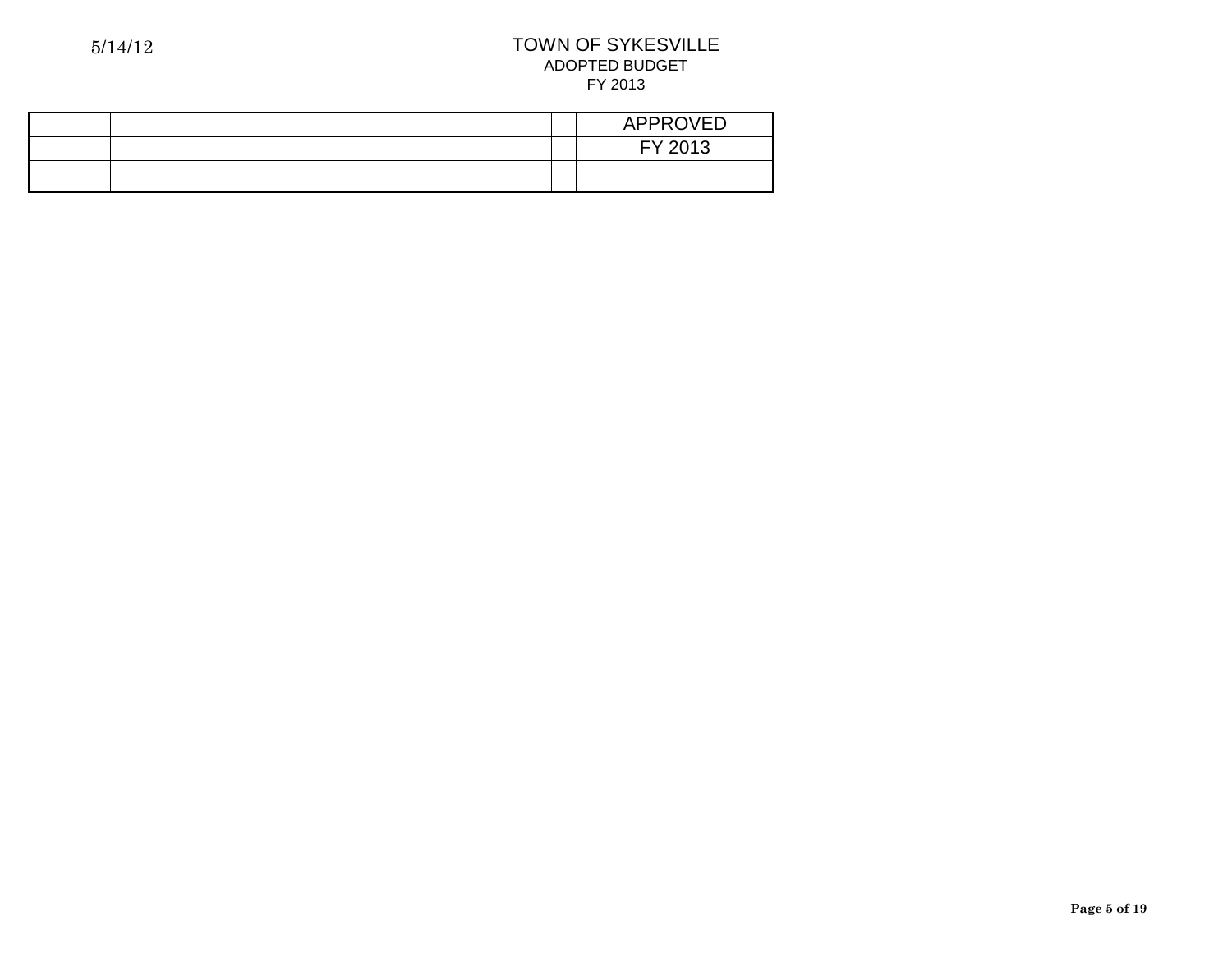# TOWN OF SYKESVILLE

ADOPTED BUDGET

FY 2013

| | | | APPROVED |
|---|---|---|---|
| | | | FY 2013 |
| | | | |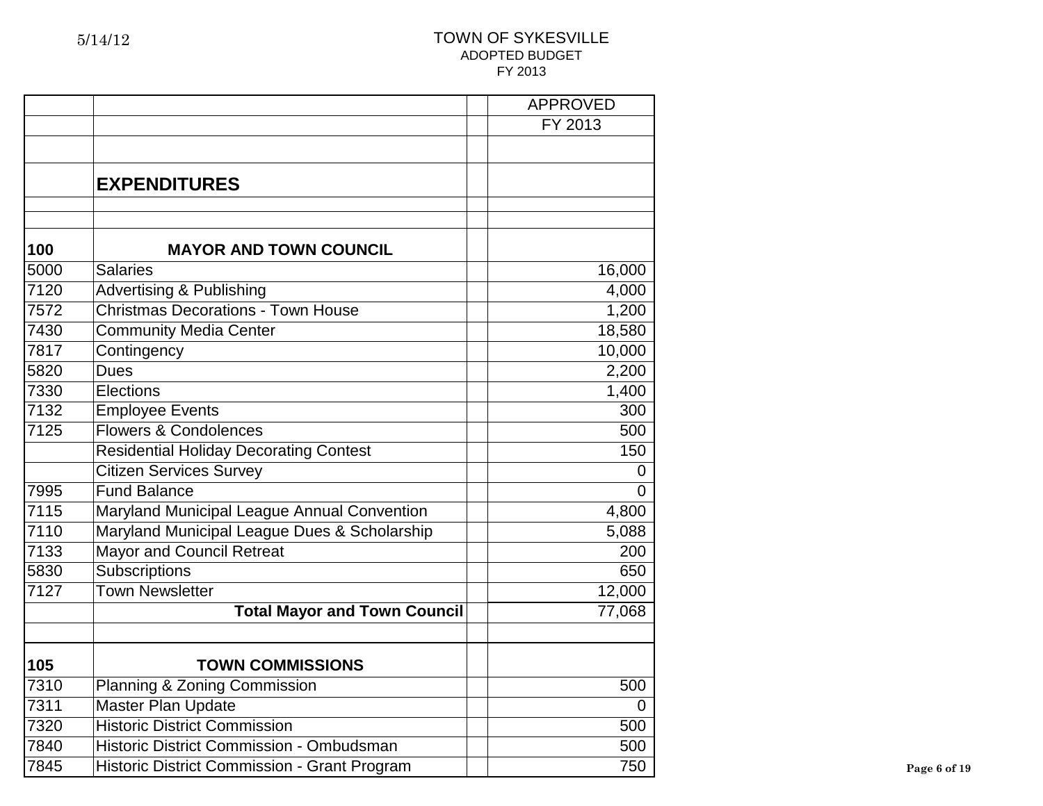5/14/12

# TOWN OF SYKESVILLE

## ADOPTED BUDGET

### FY 2013

| | | | APPROVED |
|---|---|---|---|
| | | | FY 2013 |
| | | | |
| | **EXPENDITURES** | | |
| | | | |
| | | | |
| **100** | **MAYOR AND TOWN COUNCIL** | | |
| 5000 | Salaries | | 16,000 |
| 7120 | Advertising & Publishing | | 4,000 |
| 7572 | Christmas Decorations - Town House | | 1,200 |
| 7430 | Community Media Center | | 18,580 |
| 7817 | Contingency | | 10,000 |
| 5820 | Dues | | 2,200 |
| 7330 | Elections | | 1,400 |
| 7132 | Employee Events | | 300 |
| 7125 | Flowers & Condolences | | 500 |
| | Residential Holiday Decorating Contest | | 150 |
| | Citizen Services Survey | | 0 |
| 7995 | Fund Balance | | 0 |
| 7115 | Maryland Municipal League Annual Convention | | 4,800 |
| 7110 | Maryland Municipal League Dues & Scholarship | | 5,088 |
| 7133 | Mayor and Council Retreat | | 200 |
| 5830 | Subscriptions | | 650 |
| 7127 | Town Newsletter | | 12,000 |
| | **Total Mayor and Town Council** | | 77,068 |
| | | | |
| **105** | **TOWN COMMISSIONS** | | |
| 7310 | Planning & Zoning Commission | | 500 |
| 7311 | Master Plan Update | | 0 |
| 7320 | Historic District Commission | | 500 |
| 7840 | Historic District Commission - Ombudsman | | 500 |
| 7845 | Historic District Commission - Grant Program | | 750 |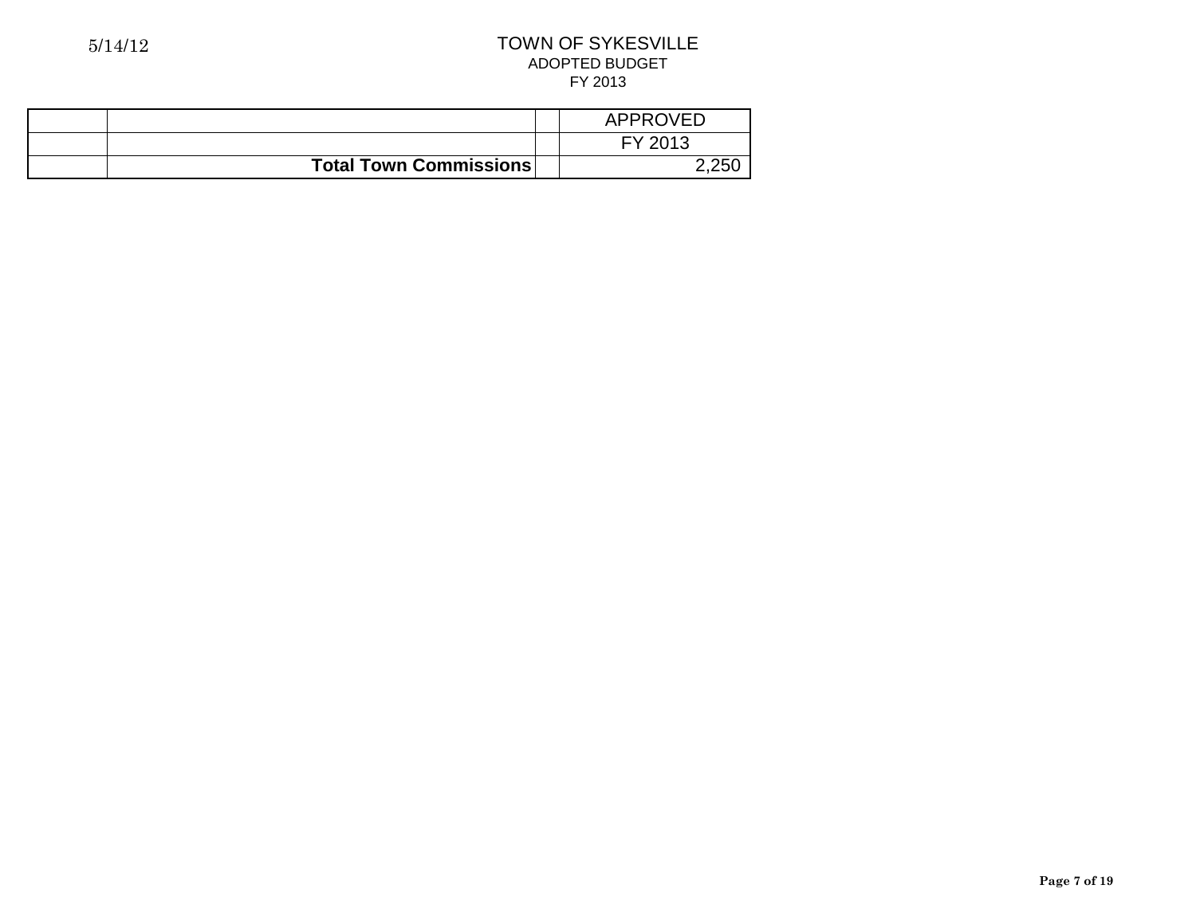TOWN OF SYKESVILLE
ADOPTED BUDGET
FY 2013

| | | | APPROVED |
|---|---|---|---|
| | | | FY 2013 |
| | **Total Town Commissions** | | 2,250 |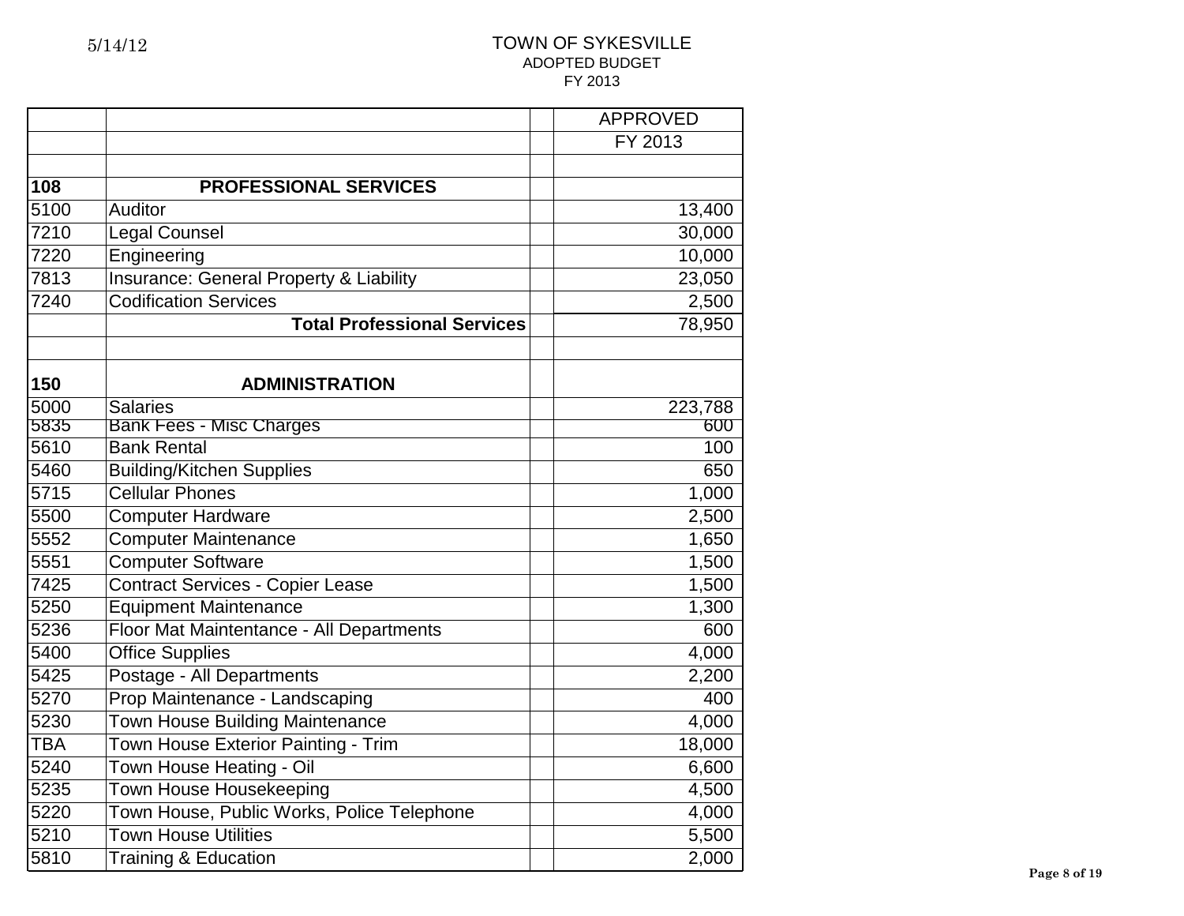# TOWN OF SYKESVILLE

ADOPTED BUDGET

FY 2013

5/14/12

| | | | APPROVED |
|---|---|---|---|
| | | | FY 2013 |
| | | | |
| **108** | **PROFESSIONAL SERVICES** | | |
| 5100 | Auditor | | 13,400 |
| 7210 | Legal Counsel | | 30,000 |
| 7220 | Engineering | | 10,000 |
| 7813 | Insurance: General Property & Liability | | 23,050 |
| 7240 | Codification Services | | 2,500 |
| | **Total Professional Services** | | 78,950 |
| | | | |
| **150** | **ADMINISTRATION** | | |
| 5000 | Salaries | | 223,788 |
| 5835 | Bank Fees - Misc Charges | | 600 |
| 5610 | Bank Rental | | 100 |
| 5460 | Building/Kitchen Supplies | | 650 |
| 5715 | Cellular Phones | | 1,000 |
| 5500 | Computer Hardware | | 2,500 |
| 5552 | Computer Maintenance | | 1,650 |
| 5551 | Computer Software | | 1,500 |
| 7425 | Contract Services - Copier Lease | | 1,500 |
| 5250 | Equipment Maintenance | | 1,300 |
| 5236 | Floor Mat Maintentance - All Departments | | 600 |
| 5400 | Office Supplies | | 4,000 |
| 5425 | Postage - All Departments | | 2,200 |
| 5270 | Prop Maintenance - Landscaping | | 400 |
| 5230 | Town House Building Maintenance | | 4,000 |
| TBA | Town House Exterior Painting - Trim | | 18,000 |
| 5240 | Town House Heating - Oil | | 6,600 |
| 5235 | Town House Housekeeping | | 4,500 |
| 5220 | Town House, Public Works, Police Telephone | | 4,000 |
| 5210 | Town House Utilities | | 5,500 |
| 5810 | Training & Education | | 2,000 |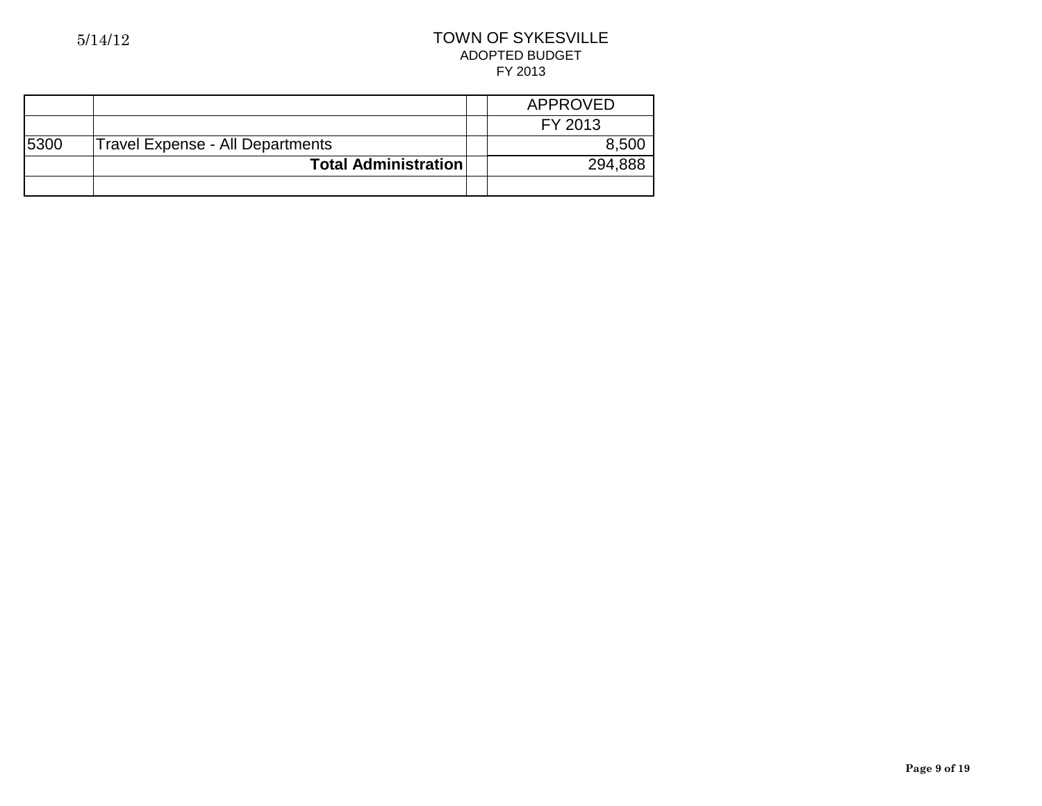5/14/12

# TOWN OF SYKESVILLE
## ADOPTED BUDGET
### FY 2013

| | | | APPROVED |
|---|---|---|---|
| | | | FY 2013 |
| 5300 | Travel Expense - All Departments | | 8,500 |
| | **Total Administration** | | 294,888 |
| | | | |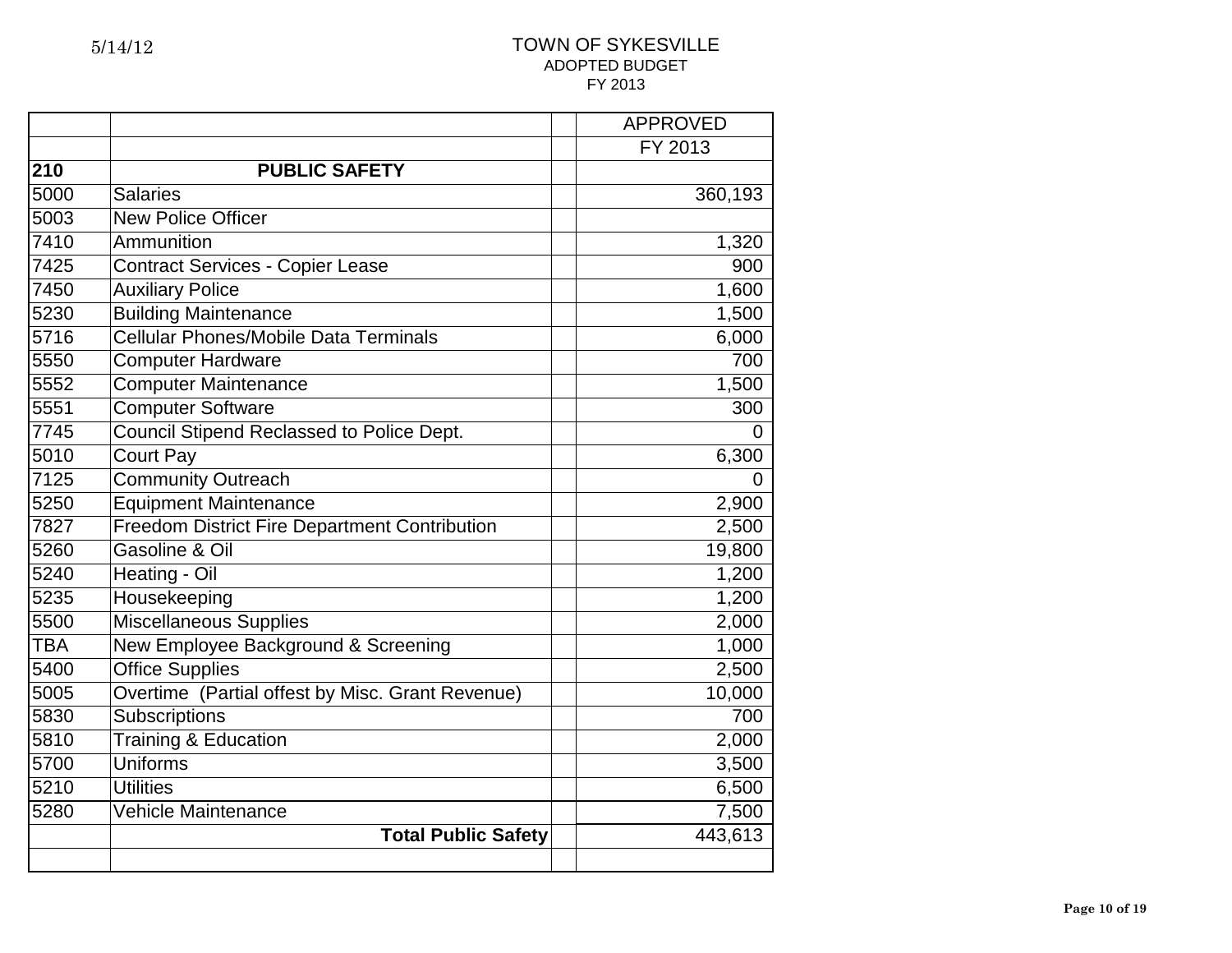5/14/12

# TOWN OF SYKESVILLE
## ADOPTED BUDGET
### FY 2013

| | | | APPROVED |
|---|---|---|---|
| | | | FY 2013 |
| **210** | **PUBLIC SAFETY** | | |
| 5000 | Salaries | | 360,193 |
| 5003 | New Police Officer | | |
| 7410 | Ammunition | | 1,320 |
| 7425 | Contract Services - Copier Lease | | 900 |
| 7450 | Auxiliary Police | | 1,600 |
| 5230 | Building Maintenance | | 1,500 |
| 5716 | Cellular Phones/Mobile Data Terminals | | 6,000 |
| 5550 | Computer Hardware | | 700 |
| 5552 | Computer Maintenance | | 1,500 |
| 5551 | Computer Software | | 300 |
| 7745 | Council Stipend Reclassed to Police Dept. | | 0 |
| 5010 | Court Pay | | 6,300 |
| 7125 | Community Outreach | | 0 |
| 5250 | Equipment Maintenance | | 2,900 |
| 7827 | Freedom District Fire Department Contribution | | 2,500 |
| 5260 | Gasoline & Oil | | 19,800 |
| 5240 | Heating - Oil | | 1,200 |
| 5235 | Housekeeping | | 1,200 |
| 5500 | Miscellaneous Supplies | | 2,000 |
| TBA | New Employee Background & Screening | | 1,000 |
| 5400 | Office Supplies | | 2,500 |
| 5005 | Overtime (Partial offest by Misc. Grant Revenue) | | 10,000 |
| 5830 | Subscriptions | | 700 |
| 5810 | Training & Education | | 2,000 |
| 5700 | Uniforms | | 3,500 |
| 5210 | Utilities | | 6,500 |
| 5280 | Vehicle Maintenance | | 7,500 |
| | **Total Public Safety** | | 443,613 |
| | | | |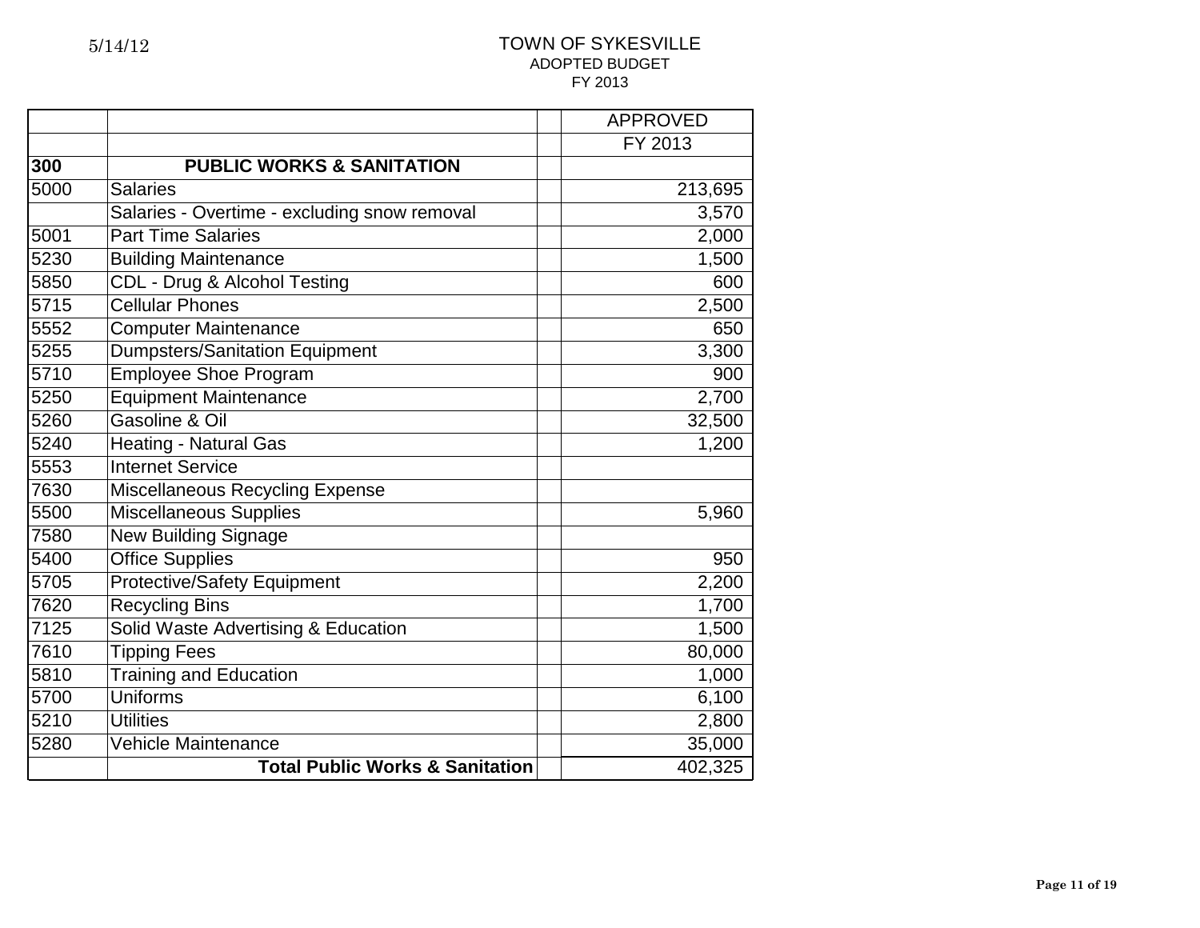5/14/12

# TOWN OF SYKESVILLE
## ADOPTED BUDGET
### FY 2013

| | | | APPROVED |
|---|---|---|---|
| | | | FY 2013 |
| **300** | **PUBLIC WORKS & SANITATION** | | |
| 5000 | Salaries | | 213,695 |
| | Salaries - Overtime - excluding snow removal | | 3,570 |
| 5001 | Part Time Salaries | | 2,000 |
| 5230 | Building Maintenance | | 1,500 |
| 5850 | CDL - Drug & Alcohol Testing | | 600 |
| 5715 | Cellular Phones | | 2,500 |
| 5552 | Computer Maintenance | | 650 |
| 5255 | Dumpsters/Sanitation Equipment | | 3,300 |
| 5710 | Employee Shoe Program | | 900 |
| 5250 | Equipment Maintenance | | 2,700 |
| 5260 | Gasoline & Oil | | 32,500 |
| 5240 | Heating - Natural Gas | | 1,200 |
| 5553 | Internet Service | | |
| 7630 | Miscellaneous Recycling Expense | | |
| 5500 | Miscellaneous Supplies | | 5,960 |
| 7580 | New Building Signage | | |
| 5400 | Office Supplies | | 950 |
| 5705 | Protective/Safety Equipment | | 2,200 |
| 7620 | Recycling Bins | | 1,700 |
| 7125 | Solid Waste Advertising & Education | | 1,500 |
| 7610 | Tipping Fees | | 80,000 |
| 5810 | Training and Education | | 1,000 |
| 5700 | Uniforms | | 6,100 |
| 5210 | Utilities | | 2,800 |
| 5280 | Vehicle Maintenance | | 35,000 |
| | **Total Public Works & Sanitation** | | 402,325 |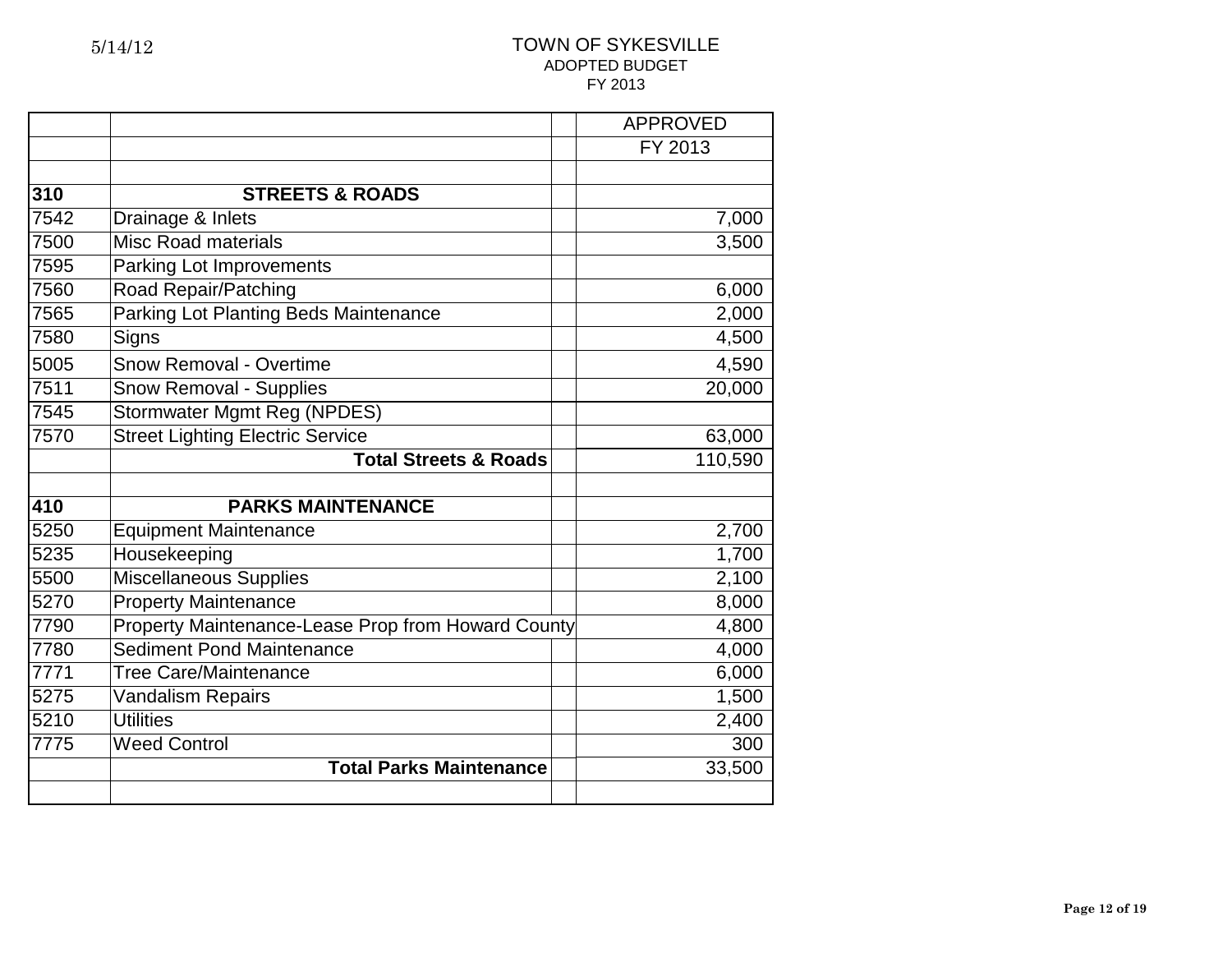5/14/12

# TOWN OF SYKESVILLE
## ADOPTED BUDGET
### FY 2013

| | | | APPROVED |
|---|---|---|---|
| | | | FY 2013 |
| | | | |
| **310** | **STREETS & ROADS** | | |
| 7542 | Drainage & Inlets | | 7,000 |
| 7500 | Misc Road materials | | 3,500 |
| 7595 | Parking Lot Improvements | | |
| 7560 | Road Repair/Patching | | 6,000 |
| 7565 | Parking Lot Planting Beds Maintenance | | 2,000 |
| 7580 | Signs | | 4,500 |
| 5005 | Snow Removal - Overtime | | 4,590 |
| 7511 | Snow Removal - Supplies | | 20,000 |
| 7545 | Stormwater Mgmt Reg (NPDES) | | |
| 7570 | Street Lighting Electric Service | | 63,000 |
| | **Total Streets & Roads** | | 110,590 |
| | | | |
| **410** | **PARKS MAINTENANCE** | | |
| 5250 | Equipment Maintenance | | 2,700 |
| 5235 | Housekeeping | | 1,700 |
| 5500 | Miscellaneous Supplies | | 2,100 |
| 5270 | Property Maintenance | | 8,000 |
| 7790 | Property Maintenance-Lease Prop from Howard County | | 4,800 |
| 7780 | Sediment Pond Maintenance | | 4,000 |
| 7771 | Tree Care/Maintenance | | 6,000 |
| 5275 | Vandalism Repairs | | 1,500 |
| 5210 | Utilities | | 2,400 |
| 7775 | Weed Control | | 300 |
| | **Total Parks Maintenance** | | 33,500 |
| | | | |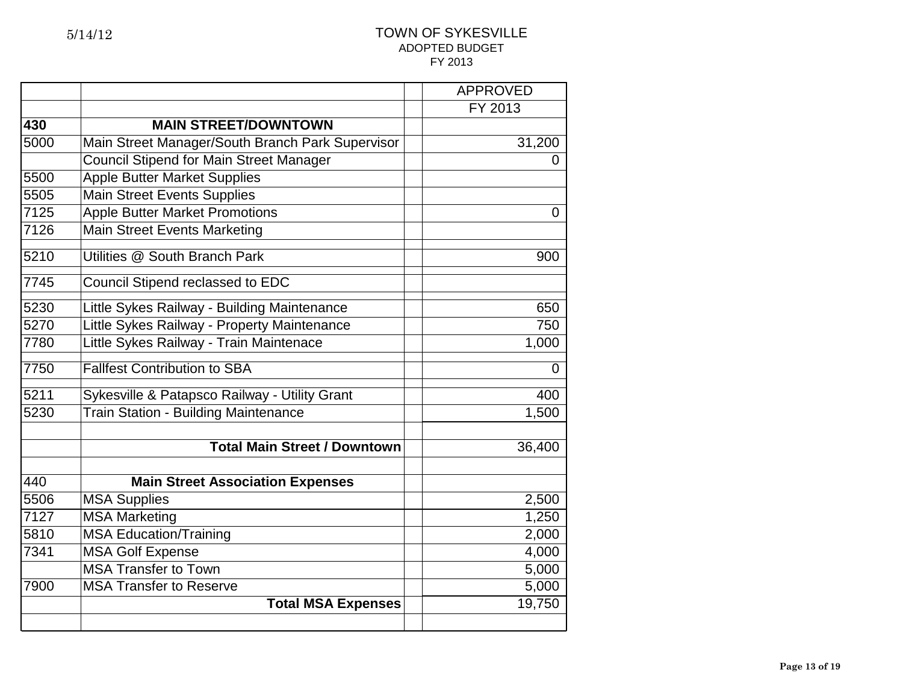5/14/12

# TOWN OF SYKESVILLE
ADOPTED BUDGET
FY 2013

| | | | APPROVED |
|---|---|---|---|
| | | | FY 2013 |
| **430** | **MAIN STREET/DOWNTOWN** | | |
| 5000 | Main Street Manager/South Branch Park Supervisor | | 31,200 |
| | Council Stipend for Main Street Manager | | 0 |
| 5500 | Apple Butter Market Supplies | | |
| 5505 | Main Street Events Supplies | | |
| 7125 | Apple Butter Market Promotions | | 0 |
| 7126 | Main Street Events Marketing | | |
| 5210 | Utilities @ South Branch Park | | 900 |
| 7745 | Council Stipend reclassed to EDC | | |
| 5230 | Little Sykes Railway - Building Maintenance | | 650 |
| 5270 | Little Sykes Railway - Property Maintenance | | 750 |
| 7780 | Little Sykes Railway - Train Maintenace | | 1,000 |
| 7750 | Fallfest Contribution to SBA | | 0 |
| 5211 | Sykesville & Patapsco Railway - Utility Grant | | 400 |
| 5230 | Train Station - Building Maintenance | | 1,500 |
| | | | |
| | **Total Main Street / Downtown** | | 36,400 |
| | | | |
| 440 | **Main Street Association Expenses** | | |
| 5506 | MSA Supplies | | 2,500 |
| 7127 | MSA Marketing | | 1,250 |
| 5810 | MSA Education/Training | | 2,000 |
| 7341 | MSA Golf Expense | | 4,000 |
| | MSA Transfer to Town | | 5,000 |
| 7900 | MSA Transfer to Reserve | | 5,000 |
| | **Total MSA Expenses** | | 19,750 |
| | | | |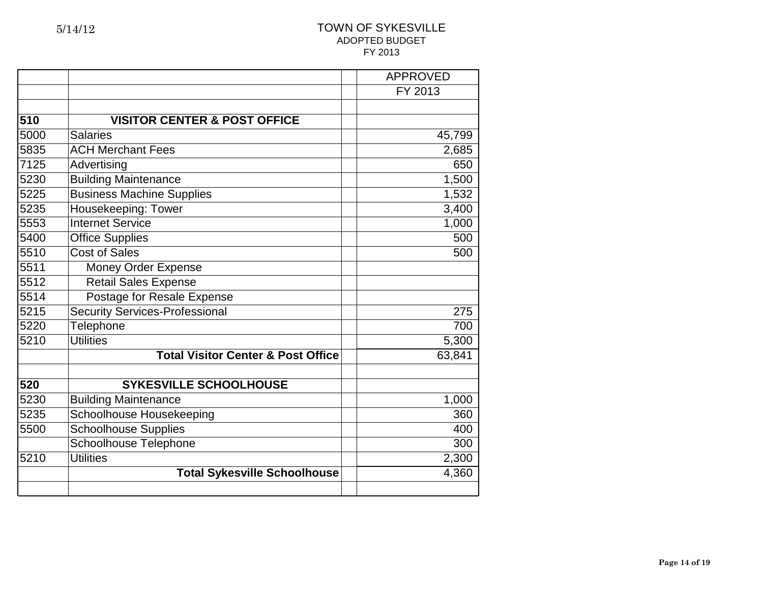5/14/12

# TOWN OF SYKESVILLE
## ADOPTED BUDGET
### FY 2013

| | | | APPROVED |
|---|---|---|---|
| | | | FY 2013 |
| | | | |
| **510** | **VISITOR CENTER & POST OFFICE** | | |
| 5000 | Salaries | | 45,799 |
| 5835 | ACH Merchant Fees | | 2,685 |
| 7125 | Advertising | | 650 |
| 5230 | Building Maintenance | | 1,500 |
| 5225 | Business Machine Supplies | | 1,532 |
| 5235 | Housekeeping: Tower | | 3,400 |
| 5553 | Internet Service | | 1,000 |
| 5400 | Office Supplies | | 500 |
| 5510 | Cost of Sales | | 500 |
| 5511 | Money Order Expense | | |
| 5512 | Retail Sales Expense | | |
| 5514 | Postage for Resale Expense | | |
| 5215 | Security Services-Professional | | 275 |
| 5220 | Telephone | | 700 |
| 5210 | Utilities | | 5,300 |
| | **Total Visitor Center & Post Office** | | 63,841 |
| | | | |
| **520** | **SYKESVILLE SCHOOLHOUSE** | | |
| 5230 | Building Maintenance | | 1,000 |
| 5235 | Schoolhouse Housekeeping | | 360 |
| 5500 | Schoolhouse Supplies | | 400 |
| | Schoolhouse Telephone | | 300 |
| 5210 | Utilities | | 2,300 |
| | **Total Sykesville Schoolhouse** | | 4,360 |
| | | | |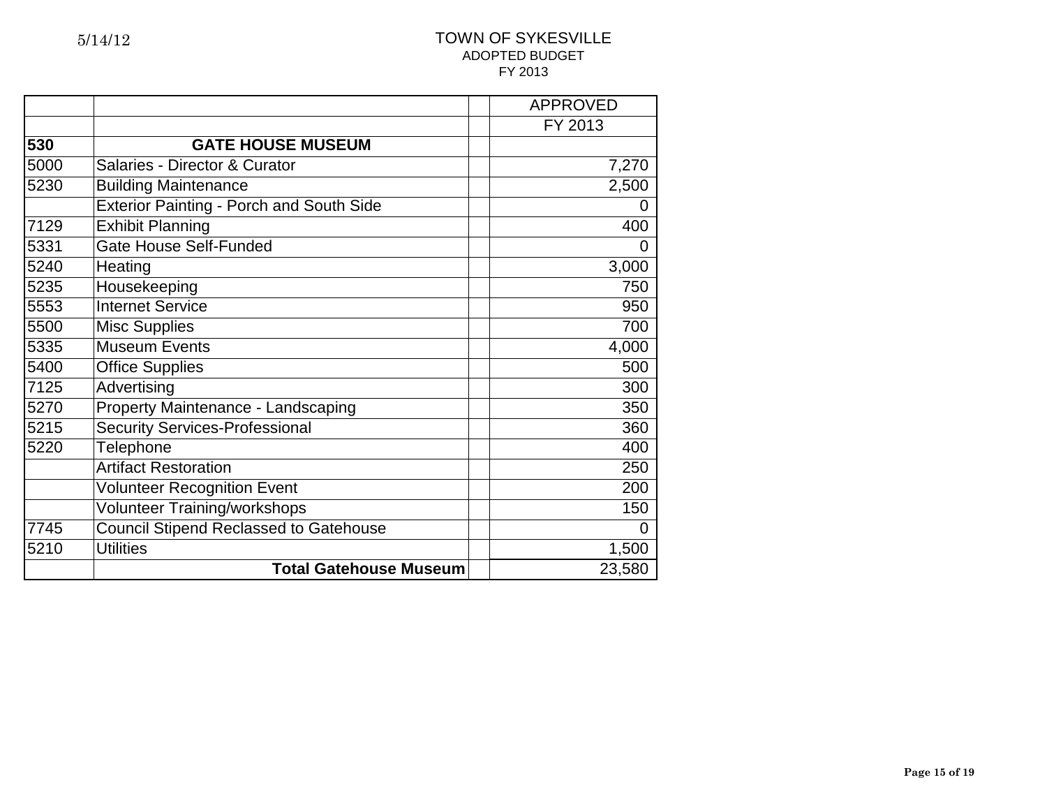5/14/12

# TOWN OF SYKESVILLE

ADOPTED BUDGET

FY 2013

| | | | APPROVED |
|---|---|---|---|
| | | | FY 2013 |
| **530** | **GATE HOUSE MUSEUM** | | |
| 5000 | Salaries - Director & Curator | | 7,270 |
| 5230 | Building Maintenance | | 2,500 |
| | Exterior Painting - Porch and South Side | | 0 |
| 7129 | Exhibit Planning | | 400 |
| 5331 | Gate House Self-Funded | | 0 |
| 5240 | Heating | | 3,000 |
| 5235 | Housekeeping | | 750 |
| 5553 | Internet Service | | 950 |
| 5500 | Misc Supplies | | 700 |
| 5335 | Museum Events | | 4,000 |
| 5400 | Office Supplies | | 500 |
| 7125 | Advertising | | 300 |
| 5270 | Property Maintenance - Landscaping | | 350 |
| 5215 | Security Services-Professional | | 360 |
| 5220 | Telephone | | 400 |
| | Artifact Restoration | | 250 |
| | Volunteer Recognition Event | | 200 |
| | Volunteer Training/workshops | | 150 |
| 7745 | Council Stipend Reclassed to Gatehouse | | 0 |
| 5210 | Utilities | | 1,500 |
| | **Total Gatehouse Museum** | | 23,580 |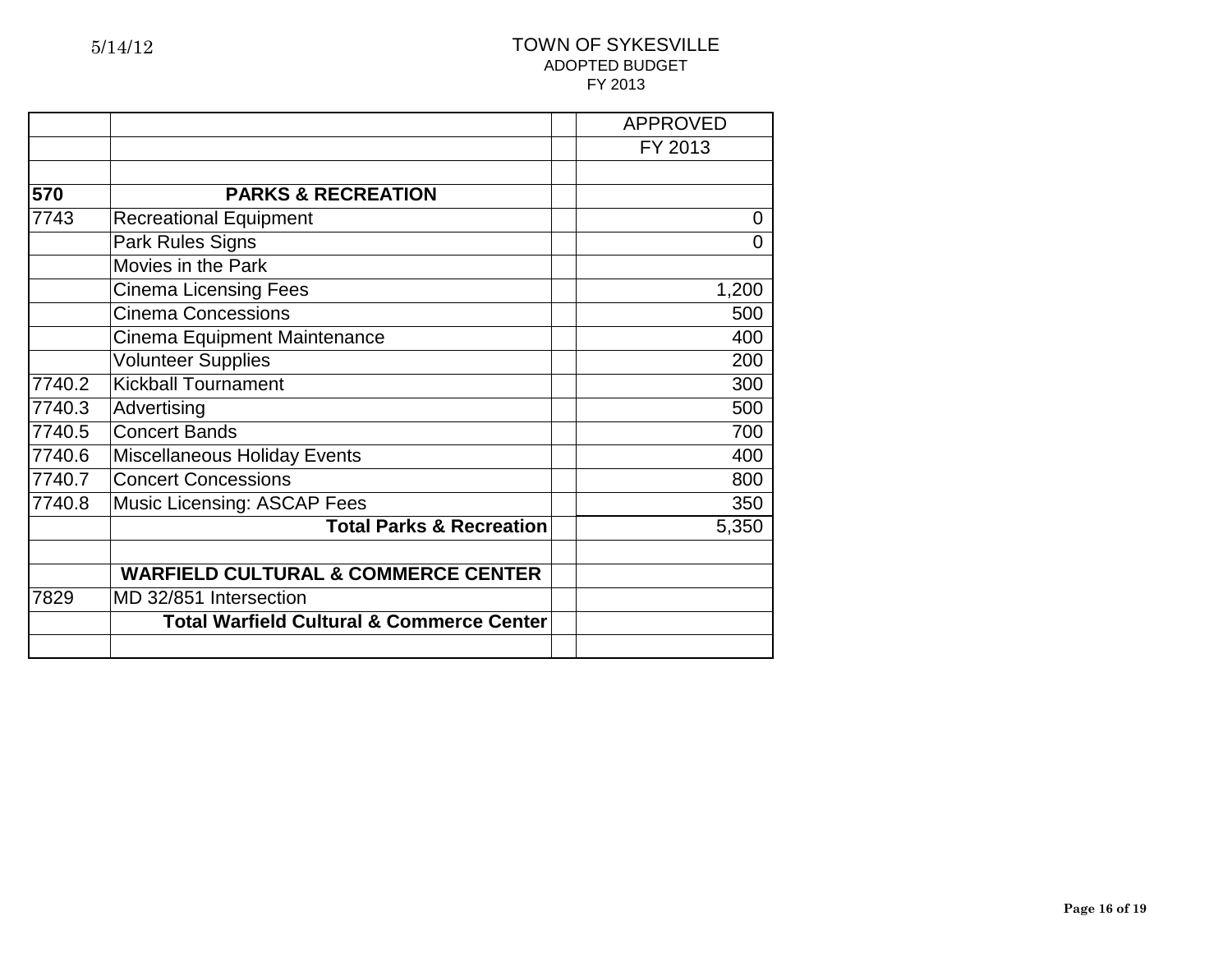5/14/12

# TOWN OF SYKESVILLE
## ADOPTED BUDGET
### FY 2013

| | | | APPROVED |
|---|---|---|---|
| | | | FY 2013 |
| | | | |
| **570** | **PARKS & RECREATION** | | |
| 7743 | Recreational Equipment | | 0 |
| | Park Rules Signs | | 0 |
| | Movies in the Park | | |
| | Cinema Licensing Fees | | 1,200 |
| | Cinema Concessions | | 500 |
| | Cinema Equipment Maintenance | | 400 |
| | Volunteer Supplies | | 200 |
| 7740.2 | Kickball Tournament | | 300 |
| 7740.3 | Advertising | | 500 |
| 7740.5 | Concert Bands | | 700 |
| 7740.6 | Miscellaneous Holiday Events | | 400 |
| 7740.7 | Concert Concessions | | 800 |
| 7740.8 | Music Licensing: ASCAP Fees | | 350 |
| | **Total Parks & Recreation** | | 5,350 |
| | | | |
| | **WARFIELD CULTURAL & COMMERCE CENTER** | | |
| 7829 | MD 32/851 Intersection | | |
| | **Total Warfield Cultural & Commerce Center** | | |
| | | | |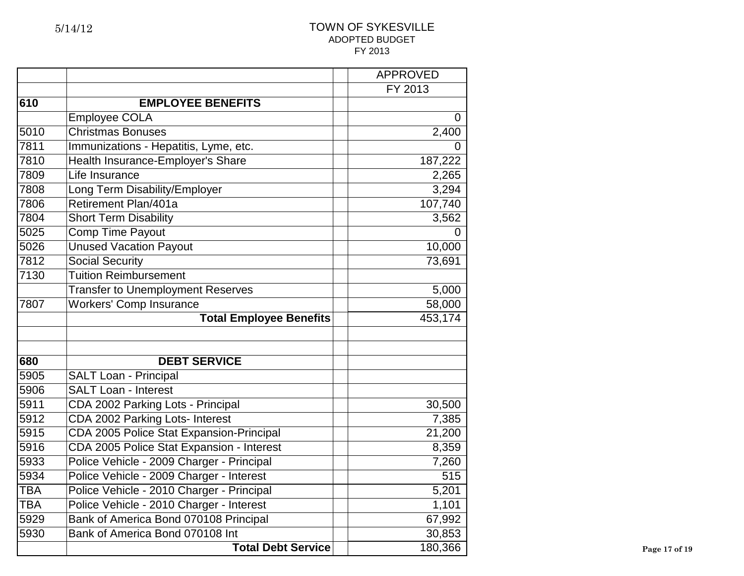5/14/12

# TOWN OF SYKESVILLE
ADOPTED BUDGET
FY 2013

| | | | APPROVED |
|---|---|---|---|
| | | | FY 2013 |
| **610** | **EMPLOYEE BENEFITS** | | |
| | Employee COLA | | 0 |
| 5010 | Christmas Bonuses | | 2,400 |
| 7811 | Immunizations - Hepatitis, Lyme, etc. | | 0 |
| 7810 | Health Insurance-Employer's Share | | 187,222 |
| 7809 | Life Insurance | | 2,265 |
| 7808 | Long Term Disability/Employer | | 3,294 |
| 7806 | Retirement Plan/401a | | 107,740 |
| 7804 | Short Term Disability | | 3,562 |
| 5025 | Comp Time Payout | | 0 |
| 5026 | Unused Vacation Payout | | 10,000 |
| 7812 | Social Security | | 73,691 |
| 7130 | Tuition Reimbursement | | |
| | Transfer to Unemployment Reserves | | 5,000 |
| 7807 | Workers' Comp Insurance | | 58,000 |
| | **Total Employee Benefits** | | 453,174 |
| | | | |
| | | | |
| **680** | **DEBT SERVICE** | | |
| 5905 | SALT Loan - Principal | | |
| 5906 | SALT Loan - Interest | | |
| 5911 | CDA 2002 Parking Lots - Principal | | 30,500 |
| 5912 | CDA 2002 Parking Lots- Interest | | 7,385 |
| 5915 | CDA 2005 Police Stat Expansion-Principal | | 21,200 |
| 5916 | CDA 2005 Police Stat Expansion - Interest | | 8,359 |
| 5933 | Police Vehicle - 2009 Charger - Principal | | 7,260 |
| 5934 | Police Vehicle - 2009 Charger - Interest | | 515 |
| TBA | Police Vehicle - 2010 Charger - Principal | | 5,201 |
| TBA | Police Vehicle - 2010 Charger - Interest | | 1,101 |
| 5929 | Bank of America Bond 070108 Principal | | 67,992 |
| 5930 | Bank of America Bond 070108 Int | | 30,853 |
| | **Total Debt Service** | | 180,366 |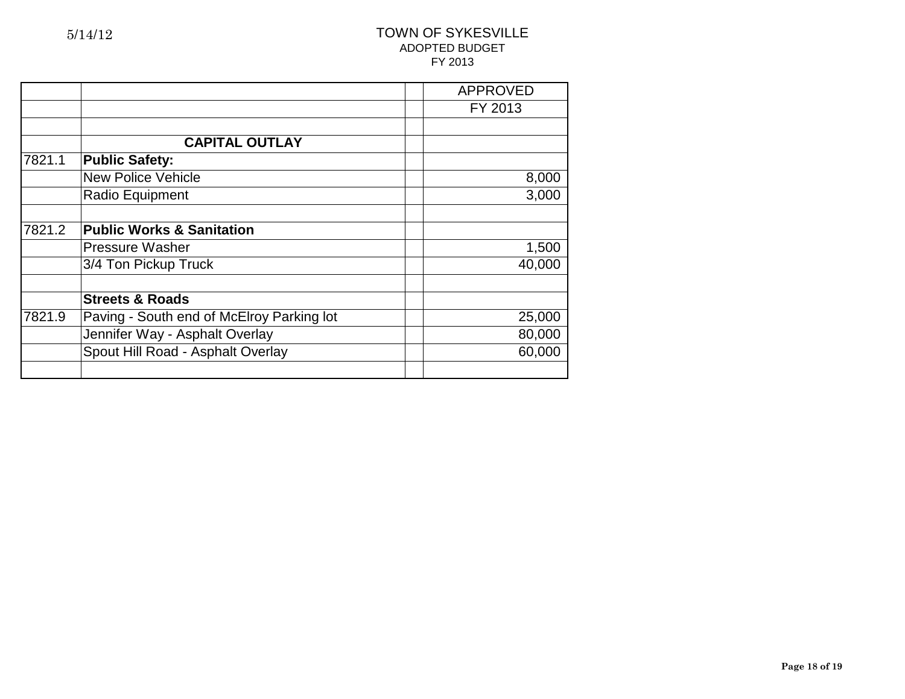5/14/12

# TOWN OF SYKESVILLE
## ADOPTED BUDGET
### FY 2013

| | | | APPROVED |
|---|---|---|---|
| | | | FY 2013 |
| | | | |
| | **CAPITAL OUTLAY** | | |
| 7821.1 | **Public Safety:** | | |
| | New Police Vehicle | | 8,000 |
| | Radio Equipment | | 3,000 |
| | | | |
| 7821.2 | **Public Works & Sanitation** | | |
| | Pressure Washer | | 1,500 |
| | 3/4 Ton Pickup Truck | | 40,000 |
| | | | |
| | **Streets & Roads** | | |
| 7821.9 | Paving - South end of McElroy Parking lot | | 25,000 |
| | Jennifer Way - Asphalt Overlay | | 80,000 |
| | Spout Hill Road - Asphalt Overlay | | 60,000 |
| | | | |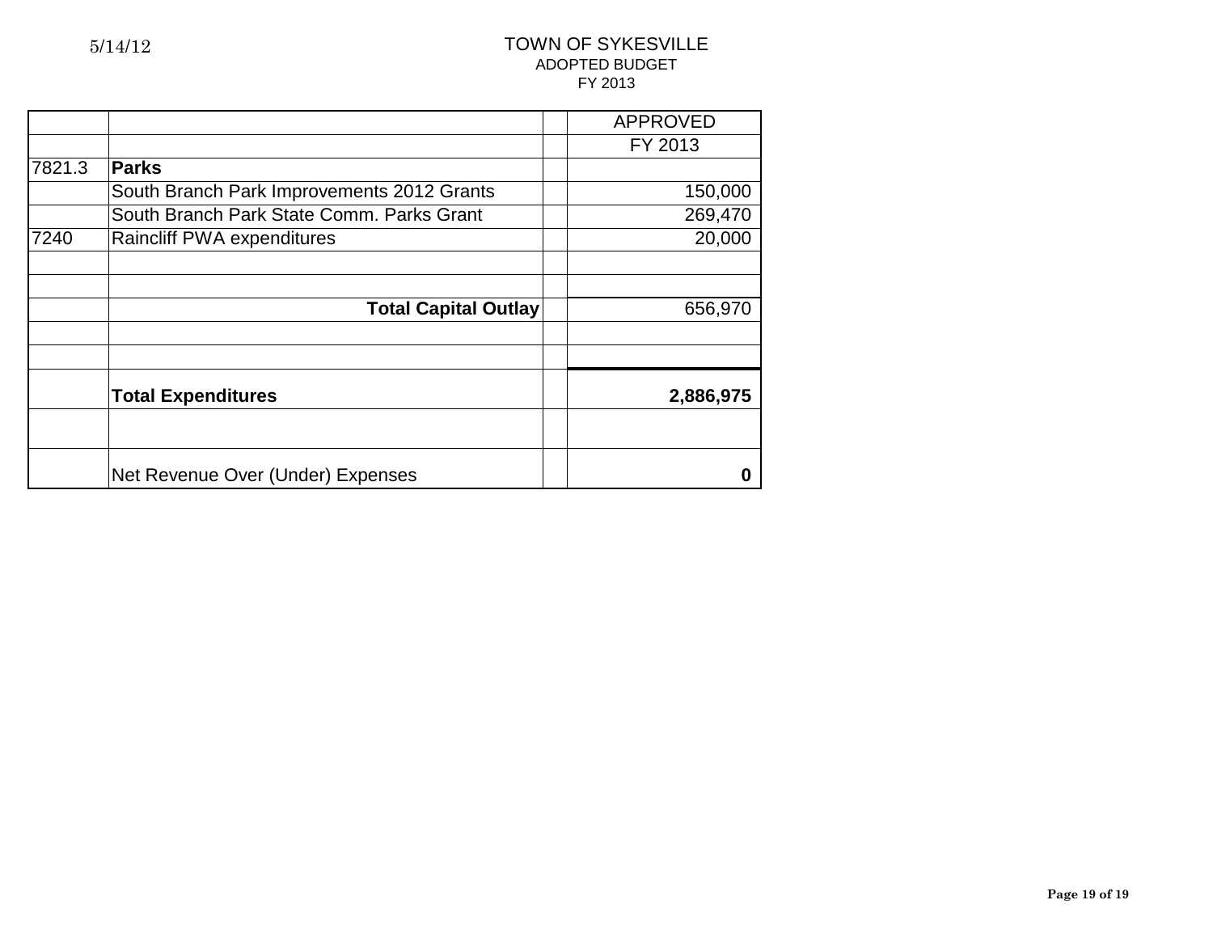5/14/12

# TOWN OF SYKESVILLE
## ADOPTED BUDGET
## FY 2013

| | | | APPROVED |
|---|---|---|---|
| | | | FY 2013 |
| 7821.3 | **Parks** | | |
| | South Branch Park Improvements 2012 Grants | | 150,000 |
| | South Branch Park State Comm. Parks Grant | | 269,470 |
| 7240 | Raincliff PWA expenditures | | 20,000 |
| | | | |
| | | | |
| | **Total Capital Outlay** | | 656,970 |
| | | | |
| | | | |
| | **Total Expenditures** | | **2,886,975** |
| | | | |
| | Net Revenue Over (Under) Expenses | | **0** |